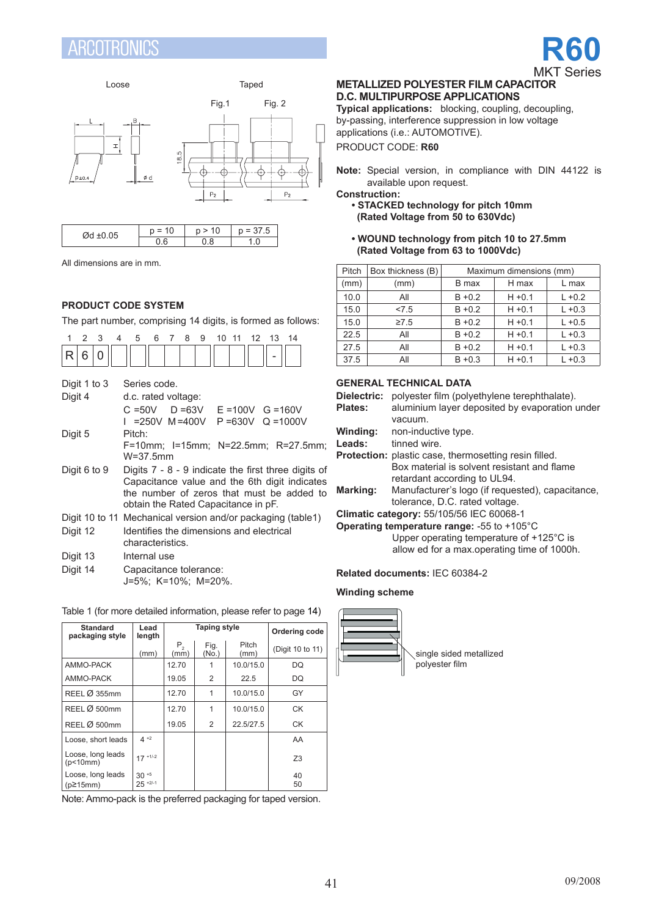# R60

MKT Series

## METALLIZED POLYESTER FILM CAPACITOR
## D.C. MULTIPURPOSE APPLICATIONS

**Typical applications:** blocking, coupling, decoupling, by-passing, interference suppression in low voltage applications (i.e.: AUTOMOTIVE).

PRODUCT CODE: **R60**

**Note:** Special version, in compliance with DIN 44122 is available upon request.

**Construction:**

- **STACKED technology for pitch 10mm (Rated Voltage from 50 to 630Vdc)**
- **WOUND technology from pitch 10 to 27.5mm (Rated Voltage from 63 to 1000Vdc)**

Loose — Taped (Fig.1, Fig. 2)

| Ød ±0.05 | p = 10 | p > 10 | p = 37.5 |
|---|---|---|---|
| | 0.6 | 0.8 | 1.0 |

All dimensions are in mm.

| Pitch (mm) | Box thickness (B) (mm) | Maximum dimensions (mm) | | |
|---|---|---|---|---|
| | | B max | H max | L max |
| 10.0 | All | B +0.2 | H +0.1 | L +0.2 |
| 15.0 | <7.5 | B +0.2 | H +0.1 | L +0.3 |
| 15.0 | ≥7.5 | B +0.2 | H +0.1 | L +0.5 |
| 22.5 | All | B +0.2 | H +0.1 | L +0.3 |
| 27.5 | All | B +0.2 | H +0.1 | L +0.3 |
| 37.5 | All | B +0.3 | H +0.1 | L +0.3 |

## PRODUCT CODE SYSTEM

The part number, comprising 14 digits, is formed as follows:

| 1 | 2 | 3 | 4 | 5 | 6 | 7 | 8 | 9 | 10 | 11 | 12 | 13 | 14 |
|---|---|---|---|---|---|---|---|---|---|---|---|---|---|
| R | 6 | 0 | | | | | | | | | | - | |

- **Digit 1 to 3** Series code.
- **Digit 4** d.c. rated voltage: C =50V D =63V E =100V G =160V I =250V M =400V P =630V Q =1000V
- **Digit 5** Pitch: F=10mm; I=15mm; N=22.5mm; R=27.5mm; W=37.5mm
- **Digit 6 to 9** Digits 7 - 8 - 9 indicate the first three digits of Capacitance value and the 6th digit indicates the number of zeros that must be added to obtain the Rated Capacitance in pF.
- **Digit 10 to 11** Mechanical version and/or packaging (table1)
- **Digit 12** Identifies the dimensions and electrical characteristics.
- **Digit 13** Internal use
- **Digit 14** Capacitance tolerance: J=5%; K=10%; M=20%.

Table 1 (for more detailed information, please refer to page 14)

| Standard packaging style | Lead length (mm) | Taping style | | | Ordering code |
|---|---|---|---|---|---|
| | | $P_2$ (mm) | Fig. (No.) | Pitch (mm) | (Digit 10 to 11) |
| AMMO-PACK | | 12.70 | 1 | 10.0/15.0 | DQ |
| AMMO-PACK | | 19.05 | 2 | 22.5 | DQ |
| REEL Ø 355mm | | 12.70 | 1 | 10.0/15.0 | GY |
| REEL Ø 500mm | | 12.70 | 1 | 10.0/15.0 | CK |
| REEL Ø 500mm | | 19.05 | 2 | 22.5/27.5 | CK |
| Loose, short leads | $4^{+2}$ | | | | AA |
| Loose, long leads (p<10mm) | $17^{+1/-2}$ | | | | Z3 |
| Loose, long leads (p≥15mm) | $30^{+5}$ / $25^{+2/-1}$ | | | | 40 / 50 |

Note: Ammo-pack is the preferred packaging for taped version.

## GENERAL TECHNICAL DATA

**Dielectric:** polyester film (polyethylene terephthalate).
**Plates:** aluminium layer deposited by evaporation under vacuum.
**Winding:** non-inductive type.
**Leads:** tinned wire.
**Protection:** plastic case, thermosetting resin filled. Box material is solvent resistant and flame retardant according to UL94.
**Marking:** Manufacturer's logo (if requested), capacitance, tolerance, D.C. rated voltage.
**Climatic category:** 55/105/56 IEC 60068-1
**Operating temperature range:** -55 to +105°C
Upper operating temperature of +125°C is allow ed for a max.operating time of 1000h.

**Related documents:** IEC 60384-2

**Winding scheme**

single sided metallized polyester film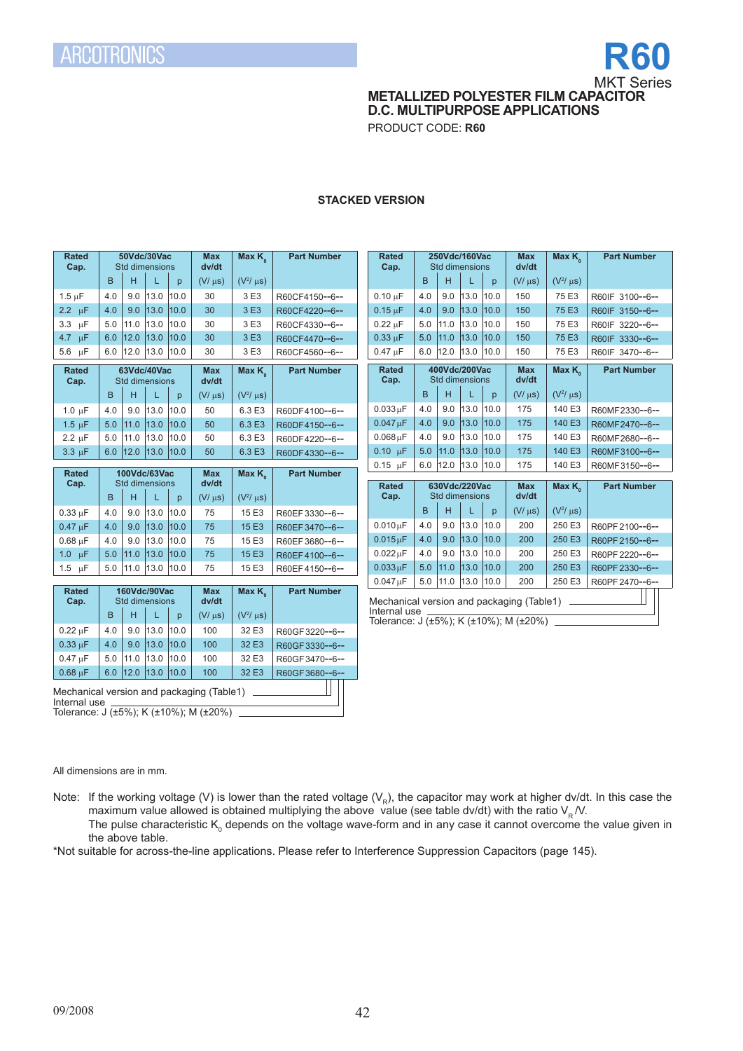ARCOTRONICS

# R60

MKT Series

**METALLIZED POLYESTER FILM CAPACITOR**
**D.C. MULTIPURPOSE APPLICATIONS**

PRODUCT CODE: **R60**

### STACKED VERSION

| Rated Cap. | 50Vdc/30Vac Std dimensions | | | | Max dv/dt | Max $K_0$ | Part Number |
|---|---|---|---|---|---|---|---|
| | B | H | L | p | (V/ µs) | ($V^2$/ µs) | |
| 1.5 µF | 4.0 | 9.0 | 13.0 | 10.0 | 30 | 3 E3 | R60CF4150--6-- |
| 2.2 µF | 4.0 | 9.0 | 13.0 | 10.0 | 30 | 3 E3 | R60CF4220--6-- |
| 3.3 µF | 5.0 | 11.0 | 13.0 | 10.0 | 30 | 3 E3 | R60CF4330--6-- |
| 4.7 µF | 6.0 | 12.0 | 13.0 | 10.0 | 30 | 3 E3 | R60CF4470--6-- |
| 5.6 µF | 6.0 | 12.0 | 13.0 | 10.0 | 30 | 3 E3 | R60CF4560--6-- |

| Rated Cap. | 63Vdc/40Vac Std dimensions | | | | Max dv/dt | Max $K_0$ | Part Number |
|---|---|---|---|---|---|---|---|
| | B | H | L | p | (V/ µs) | ($V^2$/ µs) | |
| 1.0 µF | 4.0 | 9.0 | 13.0 | 10.0 | 50 | 6.3 E3 | R60DF4100--6-- |
| 1.5 µF | 5.0 | 11.0 | 13.0 | 10.0 | 50 | 6.3 E3 | R60DF4150--6-- |
| 2.2 µF | 5.0 | 11.0 | 13.0 | 10.0 | 50 | 6.3 E3 | R60DF4220--6-- |
| 3.3 µF | 6.0 | 12.0 | 13.0 | 10.0 | 50 | 6.3 E3 | R60DF4330--6-- |

| Rated Cap. | 100Vdc/63Vac Std dimensions | | | | Max dv/dt | Max $K_0$ | Part Number |
|---|---|---|---|---|---|---|---|
| | B | H | L | p | (V/ µs) | ($V^2$/ µs) | |
| 0.33 µF | 4.0 | 9.0 | 13.0 | 10.0 | 75 | 15 E3 | R60EF3330--6-- |
| 0.47 µF | 4.0 | 9.0 | 13.0 | 10.0 | 75 | 15 E3 | R60EF3470--6-- |
| 0.68 µF | 4.0 | 9.0 | 13.0 | 10.0 | 75 | 15 E3 | R60EF3680--6-- |
| 1.0 µF | 5.0 | 11.0 | 13.0 | 10.0 | 75 | 15 E3 | R60EF4100--6-- |
| 1.5 µF | 5.0 | 11.0 | 13.0 | 10.0 | 75 | 15 E3 | R60EF4150--6-- |

| Rated Cap. | 160Vdc/90Vac Std dimensions | | | | Max dv/dt | Max $K_0$ | Part Number |
|---|---|---|---|---|---|---|---|
| | B | H | L | p | (V/ µs) | ($V^2$/ µs) | |
| 0.22 µF | 4.0 | 9.0 | 13.0 | 10.0 | 100 | 32 E3 | R60GF3220--6-- |
| 0.33 µF | 4.0 | 9.0 | 13.0 | 10.0 | 100 | 32 E3 | R60GF3330--6-- |
| 0.47 µF | 5.0 | 11.0 | 13.0 | 10.0 | 100 | 32 E3 | R60GF3470--6-- |
| 0.68 µF | 6.0 | 12.0 | 13.0 | 10.0 | 100 | 32 E3 | R60GF3680--6-- |

Mechanical version and packaging (Table1)
Internal use
Tolerance: J (±5%); K (±10%); M (±20%)

| Rated Cap. | 250Vdc/160Vac Std dimensions | | | | Max dv/dt | Max $K_0$ | Part Number |
|---|---|---|---|---|---|---|---|
| | B | H | L | p | (V/ µs) | ($V^2$/ µs) | |
| 0.10 µF | 4.0 | 9.0 | 13.0 | 10.0 | 150 | 75 E3 | R60IF 3100--6-- |
| 0.15 µF | 4.0 | 9.0 | 13.0 | 10.0 | 150 | 75 E3 | R60IF 3150--6-- |
| 0.22 µF | 5.0 | 11.0 | 13.0 | 10.0 | 150 | 75 E3 | R60IF 3220--6-- |
| 0.33 µF | 5.0 | 11.0 | 13.0 | 10.0 | 150 | 75 E3 | R60IF 3330--6-- |
| 0.47 µF | 6.0 | 12.0 | 13.0 | 10.0 | 150 | 75 E3 | R60IF 3470--6-- |

| Rated Cap. | 400Vdc/200Vac Std dimensions | | | | Max dv/dt | Max $K_0$ | Part Number |
|---|---|---|---|---|---|---|---|
| | B | H | L | p | (V/ µs) | ($V^2$/ µs) | |
| 0.033 µF | 4.0 | 9.0 | 13.0 | 10.0 | 175 | 140 E3 | R60MF2330--6-- |
| 0.047 µF | 4.0 | 9.0 | 13.0 | 10.0 | 175 | 140 E3 | R60MF2470--6-- |
| 0.068 µF | 4.0 | 9.0 | 13.0 | 10.0 | 175 | 140 E3 | R60MF2680--6-- |
| 0.10 µF | 5.0 | 11.0 | 13.0 | 10.0 | 175 | 140 E3 | R60MF3100--6-- |
| 0.15 µF | 6.0 | 12.0 | 13.0 | 10.0 | 175 | 140 E3 | R60MF3150--6-- |

| Rated Cap. | 630Vdc/220Vac Std dimensions | | | | Max dv/dt | Max $K_0$ | Part Number |
|---|---|---|---|---|---|---|---|
| | B | H | L | p | (V/ µs) | ($V^2$/ µs) | |
| 0.010 µF | 4.0 | 9.0 | 13.0 | 10.0 | 200 | 250 E3 | R60PF2100--6-- |
| 0.015 µF | 4.0 | 9.0 | 13.0 | 10.0 | 200 | 250 E3 | R60PF2150--6-- |
| 0.022 µF | 4.0 | 9.0 | 13.0 | 10.0 | 200 | 250 E3 | R60PF2220--6-- |
| 0.033 µF | 5.0 | 11.0 | 13.0 | 10.0 | 200 | 250 E3 | R60PF2330--6-- |
| 0.047 µF | 5.0 | 11.0 | 13.0 | 10.0 | 200 | 250 E3 | R60PF2470--6-- |

Mechanical version and packaging (Table1)
Internal use
Tolerance: J (±5%); K (±10%); M (±20%)

All dimensions are in mm.

Note: If the working voltage (V) is lower than the rated voltage ($V_R$), the capacitor may work at higher dv/dt. In this case the maximum value allowed is obtained multiplying the above value (see table dv/dt) with the ratio $V_R$/V.
The pulse characteristic $K_0$ depends on the voltage wave-form and in any case it cannot overcome the value given in the above table.

*Not suitable for across-the-line applications. Please refer to Interference Suppression Capacitors (page 145).

09/2008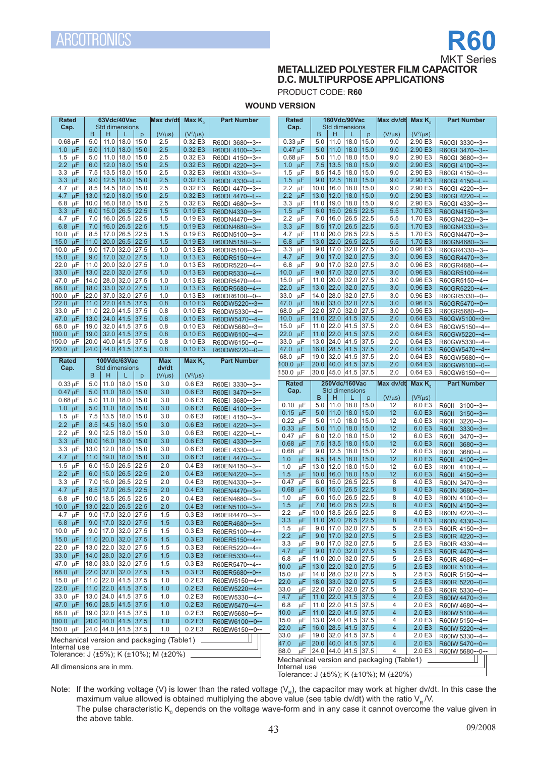ARCOTRONICS

# R60

MKT Series

## METALLIZED POLYESTER FILM CAPACITOR
## D.C. MULTIPURPOSE APPLICATIONS

PRODUCT CODE: **R60**

### WOUND VERSION

| Rated Cap. | 63Vdc/40Vac Std dimensions B | H | L | p | Max dv/dt (V/μs) | Max $K_0$ ($V^2$/μs) | Part Number |
|---|---|---|---|---|---|---|---|
| 0.68 μF | 5.0 | 11.0 | 18.0 | 15.0 | 2.5 | 0.32 E3 | R60DI 3680--3-- |
| 1.0 μF | 5.0 | 11.0 | 18.0 | 15.0 | 2.5 | 0.32 E3 | R60DI 4100--3-- |
| 1.5 μF | 5.0 | 11.0 | 18.0 | 15.0 | 2.5 | 0.32 E3 | R60DI 4150--3-- |
| 2.2 μF | 6.0 | 12.0 | 18.0 | 15.0 | 2.5 | 0.32 E3 | R60DI 4220--3-- |
| 3.3 μF | 7.5 | 13.5 | 18.0 | 15.0 | 2.5 | 0.32 E3 | R60DI 4330--3-- |
| 3.3 μF | 9.0 | 12.5 | 18.0 | 15.0 | 2.5 | 0.32 E3 | R60DI 4330--L-- |
| 4.7 μF | 8.5 | 14.5 | 18.0 | 15.0 | 2.5 | 0.32 E3 | R60DI 4470--3-- |
| 4.7 μF | 13.0 | 12.0 | 18.0 | 15.0 | 2.5 | 0.32 E3 | R60DI 4470--L-- |
| 6.8 μF | 10.0 | 16.0 | 18.0 | 15.0 | 2.5 | 0.32 E3 | R60DI 4680--3-- |
| 3.3 μF | 6.0 | 15.0 | 26.5 | 22.5 | 1.5 | 0.19 E3 | R60DN4330--3-- |
| 4.7 μF | 7.0 | 16.0 | 26.5 | 22.5 | 1.5 | 0.19 E3 | R60DN4470--3-- |
| 6.8 μF | 7.0 | 16.0 | 26.5 | 22.5 | 1.5 | 0.19 E3 | R60DN4680--3-- |
| 10.0 μF | 8.5 | 17.0 | 26.5 | 22.5 | 1.5 | 0.19 E3 | R60DN5100--3-- |
| 15.0 μF | 11.0 | 20.0 | 26.5 | 22.5 | 1.5 | 0.19 E3 | R60DN5150--3-- |
| 10.0 μF | 9.0 | 17.0 | 32.0 | 27.5 | 1.0 | 0.13 E3 | R60DR5100--3-- |
| 15.0 μF | 9.0 | 17.0 | 32.0 | 27.5 | 1.0 | 0.13 E3 | R60DR5150--4-- |
| 22.0 μF | 11.0 | 20.0 | 32.0 | 27.5 | 1.0 | 0.13 E3 | R60DR5220--4-- |
| 33.0 μF | 13.0 | 22.0 | 32.0 | 27.5 | 1.0 | 0.13 E3 | R60DR5330--4-- |
| 47.0 μF | 14.0 | 28.0 | 32.0 | 27.5 | 1.0 | 0.13 E3 | R60DR5470--4-- |
| 68.0 μF | 18.0 | 33.0 | 32.0 | 27.5 | 1.0 | 0.13 E3 | R60DR5680--0-- |
| 100.0 μF | 22.0 | 37.0 | 32.0 | 27.5 | 1.0 | 0.13 E3 | R60DR6100--0-- |
| 22.0 μF | 11.0 | 22.0 | 41.5 | 37.5 | 0.8 | 0.10 E3 | R60DW5220--3-- |
| 33.0 μF | 11.0 | 22.0 | 41.5 | 37.5 | 0.8 | 0.10 E3 | R60DW5330--4-- |
| 47.0 μF | 13.0 | 24.0 | 41.5 | 37.5 | 0.8 | 0.10 E3 | R60DW5470--4-- |
| 68.0 μF | 19.0 | 32.0 | 41.5 | 37.5 | 0.8 | 0.10 E3 | R60DW5680--0-- |
| 100.0 μF | 19.0 | 32.0 | 41.5 | 37.5 | 0.8 | 0.10 E3 | R60DW6100--4-- |
| 150.0 μF | 20.0 | 40.0 | 41.5 | 37.5 | 0.8 | 0.10 E3 | R60DW6150--0-- |
| 220.0 μF | 24.0 | 44.0 | 41.5 | 37.5 | 0.8 | 0.10 E3 | R60DW6220--0-- |

| Rated Cap. | 100Vdc/63Vac Std dimensions B | H | L | p | Max dv/dt (V/μs) | Max $K_0$ ($V^2$/μs) | Part Number |
|---|---|---|---|---|---|---|---|
| 0.33 μF | 5.0 | 11.0 | 18.0 | 15.0 | 3.0 | 0.6 E3 | R60EI 3330--3-- |
| 0.47 μF | 5.0 | 11.0 | 18.0 | 15.0 | 3.0 | 0.6 E3 | R60EI 3470--3-- |
| 0.68 μF | 5.0 | 11.0 | 18.0 | 15.0 | 3.0 | 0.6 E3 | R60EI 3680--3-- |
| 1.0 μF | 5.0 | 11.0 | 18.0 | 15.0 | 3.0 | 0.6 E3 | R60EI 4100--3-- |
| 1.5 μF | 7.5 | 13.5 | 18.0 | 15.0 | 3.0 | 0.6 E3 | R60EI 4150--3-- |
| 2.2 μF | 8.5 | 14.5 | 18.0 | 15.0 | 3.0 | 0.6 E3 | R60EI 4220--3-- |
| 2.2 μF | 9.0 | 12.5 | 18.0 | 15.0 | 3.0 | 0.6 E3 | R60EI 4220--L-- |
| 3.3 μF | 10.0 | 16.0 | 18.0 | 15.0 | 3.0 | 0.6 E3 | R60EI 4330--3-- |
| 3.3 μF | 13.0 | 12.0 | 18.0 | 15.0 | 3.0 | 0.6 E3 | R60EI 4330--L-- |
| 4.7 μF | 11.0 | 19.0 | 18.0 | 15.0 | 3.0 | 0.6 E3 | R60EI 4470--3-- |
| 1.5 μF | 6.0 | 15.0 | 26.5 | 22.5 | 2.0 | 0.4 E3 | R60EN4150--3-- |
| 2.2 μF | 6.0 | 15.0 | 26.5 | 22.5 | 2.0 | 0.4 E3 | R60EN4220--3-- |
| 3.3 μF | 7.0 | 16.0 | 26.5 | 22.5 | 2.0 | 0.4 E3 | R60EN4330--3-- |
| 4.7 μF | 8.5 | 17.0 | 26.5 | 22.5 | 2.0 | 0.4 E3 | R60EN4470--3-- |
| 6.8 μF | 10.0 | 18.5 | 26.5 | 22.5 | 2.0 | 0.4 E3 | R60EN4680--3-- |
| 10.0 μF | 13.0 | 22.0 | 26.5 | 22.5 | 2.0 | 0.4 E3 | R60EN5100--3-- |
| 4.7 μF | 9.0 | 17.0 | 32.0 | 27.5 | 1.5 | 0.3 E3 | R60ER4470--3-- |
| 6.8 μF | 9.0 | 17.0 | 32.0 | 27.5 | 1.5 | 0.3 E3 | R60ER4680--3-- |
| 10.0 μF | 9.0 | 17.0 | 32.0 | 27.5 | 1.5 | 0.3 E3 | R60ER5100--4-- |
| 15.0 μF | 11.0 | 20.0 | 32.0 | 27.5 | 1.5 | 0.3 E3 | R60ER5150--4-- |
| 22.0 μF | 13.0 | 22.0 | 32.0 | 27.5 | 1.5 | 0.3 E3 | R60ER5220--4-- |
| 33.0 μF | 14.0 | 28.0 | 32.0 | 27.5 | 1.5 | 0.3 E3 | R60ER5330--4-- |
| 47.0 μF | 18.0 | 33.0 | 32.0 | 27.5 | 1.5 | 0.3 E3 | R60ER5470--4-- |
| 68.0 μF | 22.0 | 37.0 | 32.0 | 27.5 | 1.5 | 0.3 E3 | R60ER5680--0-- |
| 15.0 μF | 11.0 | 22.0 | 41.5 | 37.5 | 1.0 | 0.2 E3 | R60EW5150--4-- |
| 22.0 μF | 11.0 | 22.0 | 41.5 | 37.5 | 1.0 | 0.2 E3 | R60EW5220--4-- |
| 33.0 μF | 13.0 | 24.0 | 41.5 | 37.5 | 1.0 | 0.2 E3 | R60EW5330--4-- |
| 47.0 μF | 16.0 | 28.5 | 41.5 | 37.5 | 1.0 | 0.2 E3 | R60EW5470--4-- |
| 68.0 μF | 19.0 | 32.0 | 41.5 | 37.5 | 1.0 | 0.2 E3 | R60EW5680--4-- |
| 100.0 μF | 20.0 | 40.0 | 41.5 | 37.5 | 1.0 | 0.2 E3 | R60EW6100--4-- |
| 150.0 μF | 24.0 | 44.0 | 41.5 | 37.5 | 1.0 | 0.2 E3 | R60EW6150--0-- |

Mechanical version and packaging (Table1)
Internal use
Tolerance: J (±5%); K (±10%); M (±20%)

All dimensions are in mm.

| Rated Cap. | 160Vdc/90Vac Std dimensions B | H | L | p | Max dv/dt (V/μs) | Max $K_0$ ($V^2$/μs) | Part Number |
|---|---|---|---|---|---|---|---|
| 0.33 μF | 5.0 | 11.0 | 18.0 | 15.0 | 9.0 | 2.90 E3 | R60GI 3330--3-- |
| 0.47 μF | 5.0 | 11.0 | 18.0 | 15.0 | 9.0 | 2.90 E3 | R60GI 3470--3-- |
| 0.68 μF | 5.0 | 11.0 | 18.0 | 15.0 | 9.0 | 2.90 E3 | R60GI 3680--3-- |
| 1.0 μF | 7.5 | 13.5 | 18.0 | 15.0 | 9.0 | 2.90 E3 | R60GI 4100--3-- |
| 1.5 μF | 8.5 | 14.5 | 18.0 | 15.0 | 9.0 | 2.90 E3 | R60GI 4150--3-- |
| 1.5 μF | 9.0 | 12.5 | 18.0 | 15.0 | 9.0 | 2.90 E3 | R60GI 4150--L-- |
| 2.2 μF | 10.0 | 16.0 | 18.0 | 15.0 | 9.0 | 2.90 E3 | R60GI 4220--3-- |
| 2.2 μF | 13.0 | 12.0 | 18.0 | 15.0 | 9.0 | 2.90 E3 | R60GI 4220--L-- |
| 3.3 μF | 11.0 | 19.0 | 18.0 | 15.0 | 9.0 | 2.90 E3 | R60GI 4330--3-- |
| 1.5 μF | 6.0 | 15.0 | 26.5 | 22.5 | 5.5 | 1.70 E3 | R60GN4150--3-- |
| 2.2 μF | 7.0 | 16.0 | 26.5 | 22.5 | 5.5 | 1.70 E3 | R60GN4220--3-- |
| 3.3 μF | 8.5 | 17.0 | 26.5 | 22.5 | 5.5 | 1.70 E3 | R60GN4330--3-- |
| 4.7 μF | 11.0 | 20.0 | 26.5 | 22.5 | 5.5 | 1.70 E3 | R60GN4470--3-- |
| 6.8 μF | 13.0 | 22.0 | 26.5 | 22.5 | 5.5 | 1.70 E3 | R60GN4680--3-- |
| 3.3 μF | 9.0 | 17.0 | 32.0 | 27.5 | 3.0 | 0.96 E3 | R60GR4330--3-- |
| 4.7 μF | 9.0 | 17.0 | 32.0 | 27.5 | 3.0 | 0.96 E3 | R60GR4470--3-- |
| 6.8 μF | 9.0 | 17.0 | 32.0 | 27.5 | 3.0 | 0.96 E3 | R60GR4680--4-- |
| 10.0 μF | 9.0 | 17.0 | 32.0 | 27.5 | 3.0 | 0.96 E3 | R60GR5100--4-- |
| 15.0 μF | 11.0 | 20.0 | 32.0 | 27.5 | 3.0 | 0.96 E3 | R60GR5150--4-- |
| 22.0 μF | 13.0 | 22.0 | 32.0 | 27.5 | 3.0 | 0.96 E3 | R60GR5220--4-- |
| 33.0 μF | 14.0 | 28.0 | 32.0 | 27.5 | 3.0 | 0.96 E3 | R60GR5330--0-- |
| 47.0 μF | 18.0 | 33.0 | 32.0 | 27.5 | 3.0 | 0.96 E3 | R60GR5470--0-- |
| 68.0 μF | 22.0 | 37.0 | 32.0 | 27.5 | 3.0 | 0.96 E3 | R60GR5680--0-- |
| 10.0 μF | 11.0 | 22.0 | 41.5 | 37.5 | 2.0 | 0.64 E3 | R60GW5100--3-- |
| 15.0 μF | 11.0 | 22.0 | 41.5 | 37.5 | 2.0 | 0.64 E3 | R60GW5150--4-- |
| 22.0 μF | 11.0 | 22.0 | 41.5 | 37.5 | 2.0 | 0.64 E3 | R60GW5220--4-- |
| 33.0 μF | 13.0 | 24.0 | 41.5 | 37.5 | 2.0 | 0.64 E3 | R60GW5330--4-- |
| 47.0 μF | 16.0 | 28.5 | 41.5 | 37.5 | 2.0 | 0.64 E3 | R60GW5470--4-- |
| 68.0 μF | 19.0 | 32.0 | 41.5 | 37.5 | 2.0 | 0.64 E3 | R60GW5680--0-- |
| 100.0 μF | 20.0 | 40.0 | 41.5 | 37.5 | 2.0 | 0.64 E3 | R60GW6100--0-- |
| 150.0 μF | 30.0 | 45.0 | 41.5 | 37.5 | 2.0 | 0.64 E3 | R60GW6150--0-- |

| Rated Cap. | 250Vdc/160Vac Std dimensions B | H | L | p | Max dv/dt (V/μs) | Max $K_0$ ($V^2$/μs) | Part Number |
|---|---|---|---|---|---|---|---|
| 0.10 μF | 5.0 | 11.0 | 18.0 | 15.0 | 12 | 6.0 E3 | R60II 3100--3-- |
| 0.15 μF | 5.0 | 11.0 | 18.0 | 15.0 | 12 | 6.0 E3 | R60II 3150--3-- |
| 0.22 μF | 5.0 | 11.0 | 18.0 | 15.0 | 12 | 6.0 E3 | R60II 3220--3-- |
| 0.33 μF | 5.0 | 11.0 | 18.0 | 15.0 | 12 | 6.0 E3 | R60II 3330--3-- |
| 0.47 μF | 6.0 | 12.0 | 18.0 | 15.0 | 12 | 6.0 E3 | R60II 3470--3-- |
| 0.68 μF | 7.5 | 13.5 | 18.0 | 15.0 | 12 | 6.0 E3 | R60II 3680--3-- |
| 0.68 μF | 9.0 | 12.5 | 18.0 | 15.0 | 12 | 6.0 E3 | R60II 3680--L-- |
| 1.0 μF | 8.5 | 14.5 | 18.0 | 15.0 | 12 | 6.0 E3 | R60II 4100--3-- |
| 1.0 μF | 13.0 | 12.0 | 18.0 | 15.0 | 12 | 6.0 E3 | R60II 4100--L-- |
| 1.5 μF | 10.0 | 16.0 | 18.0 | 15.0 | 12 | 6.0 E3 | R60II 4150--3-- |
| 0.47 μF | 6.0 | 15.0 | 26.5 | 22.5 | 8 | 4.0 E3 | R60IN 3470--3-- |
| 0.68 μF | 6.0 | 15.0 | 26.5 | 22.5 | 8 | 4.0 E3 | R60IN 3680--3-- |
| 1.0 μF | 6.0 | 15.0 | 26.5 | 22.5 | 8 | 4.0 E3 | R60IN 4100--3-- |
| 1.5 μF | 7.0 | 16.0 | 26.5 | 22.5 | 8 | 4.0 E3 | R60IN 4150--3-- |
| 2.2 μF | 10.0 | 18.5 | 26.5 | 22.5 | 8 | 4.0 E3 | R60IN 4220--3-- |
| 3.3 μF | 11.0 | 20.0 | 26.5 | 22.5 | 8 | 4.0 E3 | R60IN 4330--3-- |
| 1.5 μF | 9.0 | 17.0 | 32.0 | 27.5 | 5 | 2.5 E3 | R60IR 4150--3-- |
| 2.2 μF | 9.0 | 17.0 | 32.0 | 27.5 | 5 | 2.5 E3 | R60IR 4220--3-- |
| 3.3 μF | 9.0 | 17.0 | 32.0 | 27.5 | 5 | 2.5 E3 | R60IR 4330--4-- |
| 4.7 μF | 9.0 | 17.0 | 32.0 | 27.5 | 5 | 2.5 E3 | R60IR 4470--4-- |
| 6.8 μF | 11.0 | 20.0 | 32.0 | 27.5 | 5 | 2.5 E3 | R60IR 4680--4-- |
| 10.0 μF | 13.0 | 22.0 | 32.0 | 27.5 | 5 | 2.5 E3 | R60IR 5100--4-- |
| 15.0 μF | 14.0 | 28.0 | 32.0 | 27.5 | 5 | 2.5 E3 | R60IR 5150--4-- |
| 22.0 μF | 18.0 | 33.0 | 32.0 | 27.5 | 5 | 2.5 E3 | R60IR 5220--0-- |
| 33.0 μF | 22.0 | 37.0 | 32.0 | 27.5 | 5 | 2.5 E3 | R60IR 5330--0-- |
| 4.7 μF | 11.0 | 22.0 | 41.5 | 37.5 | 4 | 2.0 E3 | R60IW 4470--3-- |
| 6.8 μF | 11.0 | 22.0 | 41.5 | 37.5 | 4 | 2.0 E3 | R60IW 4680--4-- |
| 10.0 μF | 11.0 | 22.0 | 41.5 | 37.5 | 4 | 2.0 E3 | R60IW 5100--4-- |
| 15.0 μF | 13.0 | 24.0 | 41.5 | 37.5 | 4 | 2.0 E3 | R60IW 5150--4-- |
| 22.0 μF | 16.0 | 28.5 | 41.5 | 37.5 | 4 | 2.0 E3 | R60IW 5220--4-- |
| 33.0 μF | 19.0 | 32.0 | 41.5 | 37.5 | 4 | 2.0 E3 | R60IW 5330--4-- |
| 47.0 μF | 20.0 | 40.0 | 41.5 | 37.5 | 4 | 2.0 E3 | R60IW 5470--0-- |
| 68.0 μF | 24.0 | 44.0 | 41.5 | 37.5 | 4 | 2.0 E3 | R60IW 5680--0-- |

Mechanical version and packaging (Table1)
Internal use
Tolerance: J (±5%); K (±10%); M (±20%)

Note: If the working voltage (V) is lower than the rated voltage ($V_R$), the capacitor may work at higher dv/dt. In this case the maximum value allowed is obtained multiplying the above value (see table dv/dt) with the ratio $V_R$/V.
The pulse characteristic $K_0$ depends on the voltage wave-form and in any case it cannot overcome the value given in the above table.

09/2008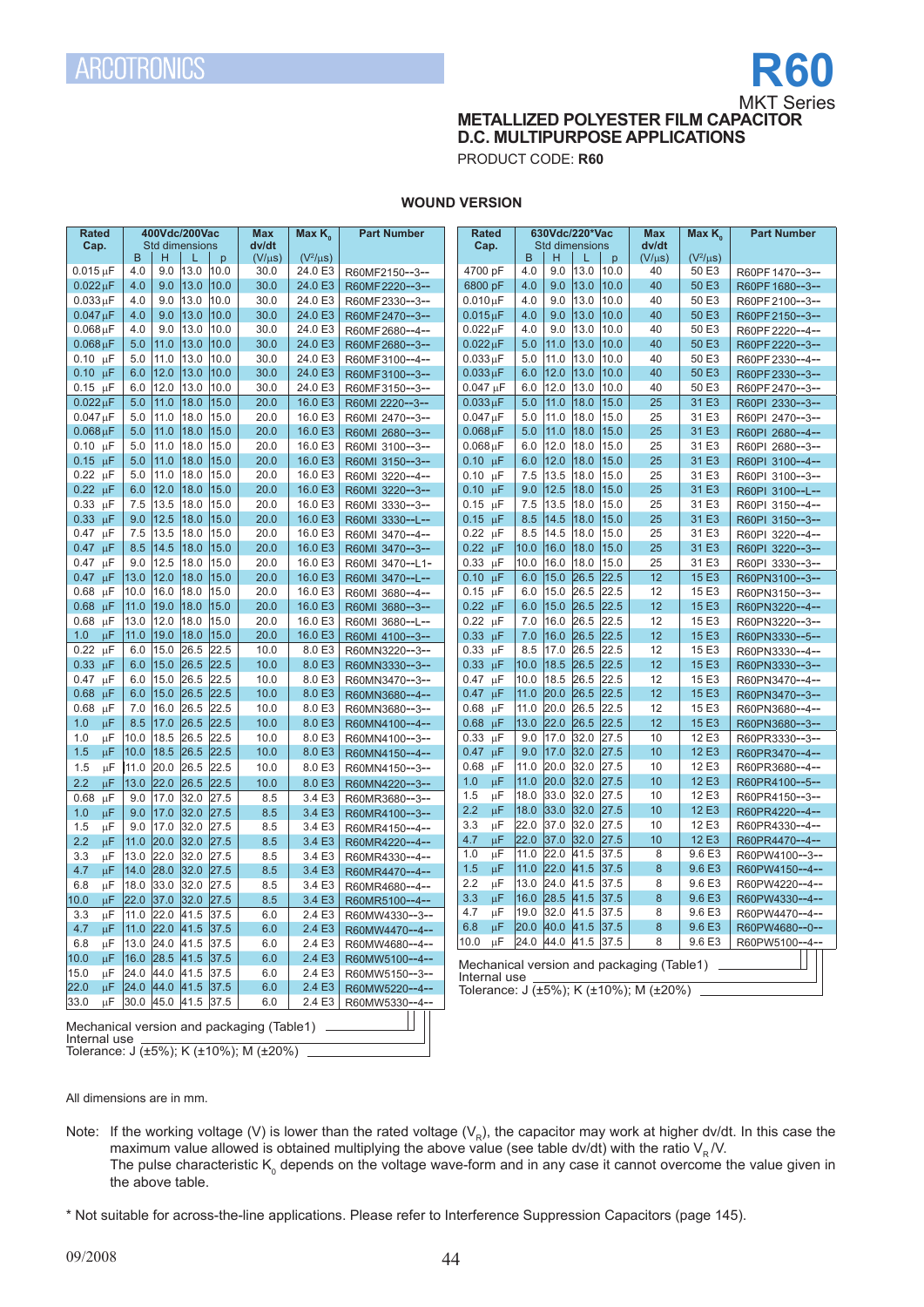ARCOTRONICS

# R60

MKT Series

## METALLIZED POLYESTER FILM CAPACITOR
## D.C. MULTIPURPOSE APPLICATIONS

PRODUCT CODE: **R60**

### WOUND VERSION

| Rated Cap. | 400Vdc/200Vac Std dimensions B | H | L | p | Max dv/dt (V/µs) | Max $K_0$ ($V^2/\mu s$) | Part Number |
|---|---|---|---|---|---|---|---|
| 0.015 µF | 4.0 | 9.0 | 13.0 | 10.0 | 30.0 | 24.0 E3 | R60MF2150--3-- |
| 0.022 µF | 4.0 | 9.0 | 13.0 | 10.0 | 30.0 | 24.0 E3 | R60MF2220--3-- |
| 0.033 µF | 4.0 | 9.0 | 13.0 | 10.0 | 30.0 | 24.0 E3 | R60MF2330--3-- |
| 0.047 µF | 4.0 | 9.0 | 13.0 | 10.0 | 30.0 | 24.0 E3 | R60MF2470--3-- |
| 0.068 µF | 4.0 | 9.0 | 13.0 | 10.0 | 30.0 | 24.0 E3 | R60MF2680--4-- |
| 0.068 µF | 5.0 | 11.0 | 13.0 | 10.0 | 30.0 | 24.0 E3 | R60MF2680--3-- |
| 0.10 µF | 5.0 | 11.0 | 13.0 | 10.0 | 30.0 | 24.0 E3 | R60MF3100--4-- |
| 0.10 µF | 6.0 | 12.0 | 13.0 | 10.0 | 30.0 | 24.0 E3 | R60MF3100--3-- |
| 0.15 µF | 6.0 | 12.0 | 13.0 | 10.0 | 30.0 | 24.0 E3 | R60MF3150--3-- |
| 0.022 µF | 5.0 | 11.0 | 18.0 | 15.0 | 20.0 | 16.0 E3 | R60MI 2220--3-- |
| 0.047 µF | 5.0 | 11.0 | 18.0 | 15.0 | 20.0 | 16.0 E3 | R60MI 2470--3-- |
| 0.068 µF | 5.0 | 11.0 | 18.0 | 15.0 | 20.0 | 16.0 E3 | R60MI 2680--3-- |
| 0.10 µF | 5.0 | 11.0 | 18.0 | 15.0 | 20.0 | 16.0 E3 | R60MI 3100--3-- |
| 0.15 µF | 5.0 | 11.0 | 18.0 | 15.0 | 20.0 | 16.0 E3 | R60MI 3150--3-- |
| 0.22 µF | 5.0 | 11.0 | 18.0 | 15.0 | 20.0 | 16.0 E3 | R60MI 3220--4-- |
| 0.22 µF | 6.0 | 12.0 | 18.0 | 15.0 | 20.0 | 16.0 E3 | R60MI 3220--3-- |
| 0.33 µF | 7.5 | 13.5 | 18.0 | 15.0 | 20.0 | 16.0 E3 | R60MI 3330--3-- |
| 0.33 µF | 9.0 | 12.5 | 18.0 | 15.0 | 20.0 | 16.0 E3 | R60MI 3330--L-- |
| 0.47 µF | 7.5 | 13.5 | 18.0 | 15.0 | 20.0 | 16.0 E3 | R60MI 3470--4-- |
| 0.47 µF | 8.5 | 14.5 | 18.0 | 15.0 | 20.0 | 16.0 E3 | R60MI 3470--3-- |
| 0.47 µF | 9.0 | 12.5 | 18.0 | 15.0 | 20.0 | 16.0 E3 | R60MI 3470--L1- |
| 0.47 µF | 13.0 | 12.0 | 18.0 | 15.0 | 20.0 | 16.0 E3 | R60MI 3470--L-- |
| 0.68 µF | 10.0 | 16.0 | 18.0 | 15.0 | 20.0 | 16.0 E3 | R60MI 3680--4-- |
| 0.68 µF | 11.0 | 19.0 | 18.0 | 15.0 | 20.0 | 16.0 E3 | R60MI 3680--3-- |
| 0.68 µF | 13.0 | 12.0 | 18.0 | 15.0 | 20.0 | 16.0 E3 | R60MI 3680--L-- |
| 1.0 µF | 11.0 | 19.0 | 18.0 | 15.0 | 20.0 | 16.0 E3 | R60MI 4100--3-- |
| 0.22 µF | 6.0 | 15.0 | 26.5 | 22.5 | 10.0 | 8.0 E3 | R60MN3220--3-- |
| 0.33 µF | 6.0 | 15.0 | 26.5 | 22.5 | 10.0 | 8.0 E3 | R60MN3330--3-- |
| 0.47 µF | 6.0 | 15.0 | 26.5 | 22.5 | 10.0 | 8.0 E3 | R60MN3470--3-- |
| 0.68 µF | 6.0 | 15.0 | 26.5 | 22.5 | 10.0 | 8.0 E3 | R60MN3680--4-- |
| 0.68 µF | 7.0 | 16.0 | 26.5 | 22.5 | 10.0 | 8.0 E3 | R60MN3680--3-- |
| 1.0 µF | 8.5 | 17.0 | 26.5 | 22.5 | 10.0 | 8.0 E3 | R60MN4100--4-- |
| 1.0 µF | 10.0 | 18.5 | 26.5 | 22.5 | 10.0 | 8.0 E3 | R60MN4100--3-- |
| 1.5 µF | 10.0 | 18.5 | 26.5 | 22.5 | 10.0 | 8.0 E3 | R60MN4150--4-- |
| 1.5 µF | 11.0 | 20.0 | 26.5 | 22.5 | 10.0 | 8.0 E3 | R60MN4150--3-- |
| 2.2 µF | 13.0 | 22.0 | 26.5 | 22.5 | 10.0 | 8.0 E3 | R60MN4220--3-- |
| 0.68 µF | 9.0 | 17.0 | 32.0 | 27.5 | 8.5 | 3.4 E3 | R60MR3680--3-- |
| 1.0 µF | 9.0 | 17.0 | 32.0 | 27.5 | 8.5 | 3.4 E3 | R60MR4100--3-- |
| 1.5 µF | 9.0 | 17.0 | 32.0 | 27.5 | 8.5 | 3.4 E3 | R60MR4150--4-- |
| 2.2 µF | 11.0 | 20.0 | 32.0 | 27.5 | 8.5 | 3.4 E3 | R60MR4220--4-- |
| 3.3 µF | 13.0 | 22.0 | 32.0 | 27.5 | 8.5 | 3.4 E3 | R60MR4330--4-- |
| 4.7 µF | 14.0 | 28.0 | 32.0 | 27.5 | 8.5 | 3.4 E3 | R60MR4470--4-- |
| 6.8 µF | 18.0 | 33.0 | 32.0 | 27.5 | 8.5 | 3.4 E3 | R60MR4680--4-- |
| 10.0 µF | 22.0 | 37.0 | 32.0 | 27.5 | 8.5 | 3.4 E3 | R60MR5100--4-- |
| 3.3 µF | 11.0 | 22.0 | 41.5 | 37.5 | 6.0 | 2.4 E3 | R60MW4330--3-- |
| 4.7 µF | 11.0 | 22.0 | 41.5 | 37.5 | 6.0 | 2.4 E3 | R60MW4470--4-- |
| 6.8 µF | 13.0 | 24.0 | 41.5 | 37.5 | 6.0 | 2.4 E3 | R60MW4680--4-- |
| 10.0 µF | 16.0 | 28.5 | 41.5 | 37.5 | 6.0 | 2.4 E3 | R60MW5100--4-- |
| 15.0 µF | 24.0 | 44.0 | 41.5 | 37.5 | 6.0 | 2.4 E3 | R60MW5150--3-- |
| 22.0 µF | 24.0 | 44.0 | 41.5 | 37.5 | 6.0 | 2.4 E3 | R60MW5220--4-- |
| 33.0 µF | 30.0 | 45.0 | 41.5 | 37.5 | 6.0 | 2.4 E3 | R60MW5330--4-- |

Mechanical version and packaging (Table1)
Internal use
Tolerance: J (±5%); K (±10%); M (±20%)

| Rated Cap. | 630Vdc/220*Vac Std dimensions B | H | L | p | Max dv/dt (V/µs) | Max $K_0$ ($V^2/\mu s$) | Part Number |
|---|---|---|---|---|---|---|---|
| 4700 pF | 4.0 | 9.0 | 13.0 | 10.0 | 40 | 50 E3 | R60PF1470--3-- |
| 6800 pF | 4.0 | 9.0 | 13.0 | 10.0 | 40 | 50 E3 | R60PF1680--3-- |
| 0.010 µF | 4.0 | 9.0 | 13.0 | 10.0 | 40 | 50 E3 | R60PF2100--3-- |
| 0.015 µF | 4.0 | 9.0 | 13.0 | 10.0 | 40 | 50 E3 | R60PF2150--3-- |
| 0.022 µF | 4.0 | 9.0 | 13.0 | 10.0 | 40 | 50 E3 | R60PF2220--4-- |
| 0.022 µF | 5.0 | 11.0 | 13.0 | 10.0 | 40 | 50 E3 | R60PF2220--3-- |
| 0.033 µF | 5.0 | 11.0 | 13.0 | 10.0 | 40 | 50 E3 | R60PF2330--4-- |
| 0.033 µF | 6.0 | 12.0 | 13.0 | 10.0 | 40 | 50 E3 | R60PF2330--3-- |
| 0.047 µF | 6.0 | 12.0 | 13.0 | 10.0 | 40 | 50 E3 | R60PF2470--3-- |
| 0.033 µF | 5.0 | 11.0 | 18.0 | 15.0 | 25 | 31 E3 | R60PI 2330--3-- |
| 0.047 µF | 5.0 | 11.0 | 18.0 | 15.0 | 25 | 31 E3 | R60PI 2470--3-- |
| 0.068 µF | 5.0 | 11.0 | 18.0 | 15.0 | 25 | 31 E3 | R60PI 2680--4-- |
| 0.068 µF | 6.0 | 12.0 | 18.0 | 15.0 | 25 | 31 E3 | R60PI 2680--3-- |
| 0.10 µF | 6.0 | 12.0 | 18.0 | 15.0 | 25 | 31 E3 | R60PI 3100--4-- |
| 0.10 µF | 7.5 | 13.5 | 18.0 | 15.0 | 25 | 31 E3 | R60PI 3100--3-- |
| 0.10 µF | 9.0 | 12.5 | 18.0 | 15.0 | 25 | 31 E3 | R60PI 3100--L-- |
| 0.15 µF | 7.5 | 13.5 | 18.0 | 15.0 | 25 | 31 E3 | R60PI 3150--4-- |
| 0.15 µF | 8.5 | 14.5 | 18.0 | 15.0 | 25 | 31 E3 | R60PI 3150--3-- |
| 0.22 µF | 8.5 | 14.5 | 18.0 | 15.0 | 25 | 31 E3 | R60PI 3220--4-- |
| 0.22 µF | 10.0 | 16.0 | 18.0 | 15.0 | 25 | 31 E3 | R60PI 3220--3-- |
| 0.33 µF | 10.0 | 16.0 | 18.0 | 15.0 | 25 | 31 E3 | R60PI 3330--3-- |
| 0.10 µF | 6.0 | 15.0 | 26.5 | 22.5 | 12 | 15 E3 | R60PN3100--3-- |
| 0.15 µF | 6.0 | 15.0 | 26.5 | 22.5 | 12 | 15 E3 | R60PN3150--3-- |
| 0.22 µF | 6.0 | 15.0 | 26.5 | 22.5 | 12 | 15 E3 | R60PN3220--4-- |
| 0.22 µF | 7.0 | 16.0 | 26.5 | 22.5 | 12 | 15 E3 | R60PN3220--3-- |
| 0.33 µF | 7.0 | 16.0 | 26.5 | 22.5 | 12 | 15 E3 | R60PN3330--5-- |
| 0.33 µF | 8.5 | 17.0 | 26.5 | 22.5 | 12 | 15 E3 | R60PN3330--4-- |
| 0.33 µF | 10.0 | 18.5 | 26.5 | 22.5 | 12 | 15 E3 | R60PN3330--3-- |
| 0.47 µF | 10.0 | 18.5 | 26.5 | 22.5 | 12 | 15 E3 | R60PN3470--4-- |
| 0.47 µF | 11.0 | 20.0 | 26.5 | 22.5 | 12 | 15 E3 | R60PN3470--3-- |
| 0.68 µF | 11.0 | 20.0 | 26.5 | 22.5 | 12 | 15 E3 | R60PN3680--4-- |
| 0.68 µF | 13.0 | 22.0 | 26.5 | 22.5 | 12 | 15 E3 | R60PN3680--3-- |
| 0.33 µF | 9.0 | 17.0 | 32.0 | 27.5 | 10 | 12 E3 | R60PR3330--3-- |
| 0.47 µF | 9.0 | 17.0 | 32.0 | 27.5 | 10 | 12 E3 | R60PR3470--4-- |
| 0.68 µF | 11.0 | 20.0 | 32.0 | 27.5 | 10 | 12 E3 | R60PR3680--4-- |
| 1.0 µF | 11.0 | 20.0 | 32.0 | 27.5 | 10 | 12 E3 | R60PR4100--5-- |
| 1.5 µF | 18.0 | 33.0 | 32.0 | 27.5 | 10 | 12 E3 | R60PR4150--3-- |
| 2.2 µF | 18.0 | 33.0 | 32.0 | 27.5 | 10 | 12 E3 | R60PR4220--4-- |
| 3.3 µF | 22.0 | 37.0 | 32.0 | 27.5 | 10 | 12 E3 | R60PR4330--4-- |
| 4.7 µF | 22.0 | 37.0 | 32.0 | 27.5 | 10 | 12 E3 | R60PR4470--4-- |
| 1.0 µF | 11.0 | 22.0 | 41.5 | 37.5 | 8 | 9.6 E3 | R60PW4100--3-- |
| 1.5 µF | 11.0 | 22.0 | 41.5 | 37.5 | 8 | 9.6 E3 | R60PW4150--4-- |
| 2.2 µF | 13.0 | 24.0 | 41.5 | 37.5 | 8 | 9.6 E3 | R60PW4220--4-- |
| 3.3 µF | 16.0 | 28.5 | 41.5 | 37.5 | 8 | 9.6 E3 | R60PW4330--4-- |
| 4.7 µF | 19.0 | 32.0 | 41.5 | 37.5 | 8 | 9.6 E3 | R60PW4470--4-- |
| 6.8 µF | 20.0 | 40.0 | 41.5 | 37.5 | 8 | 9.6 E3 | R60PW4680--0-- |
| 10.0 µF | 24.0 | 44.0 | 41.5 | 37.5 | 8 | 9.6 E3 | R60PW5100--4-- |

Mechanical version and packaging (Table1)
Internal use
Tolerance: J (±5%); K (±10%); M (±20%)

All dimensions are in mm.

Note: If the working voltage (V) is lower than the rated voltage ($V_R$), the capacitor may work at higher dv/dt. In this case the maximum value allowed is obtained multiplying the above value (see table dv/dt) with the ratio $V_R$/V.
The pulse characteristic $K_0$ depends on the voltage wave-form and in any case it cannot overcome the value given in the above table.

* Not suitable for across-the-line applications. Please refer to Interference Suppression Capacitors (page 145).

09/2008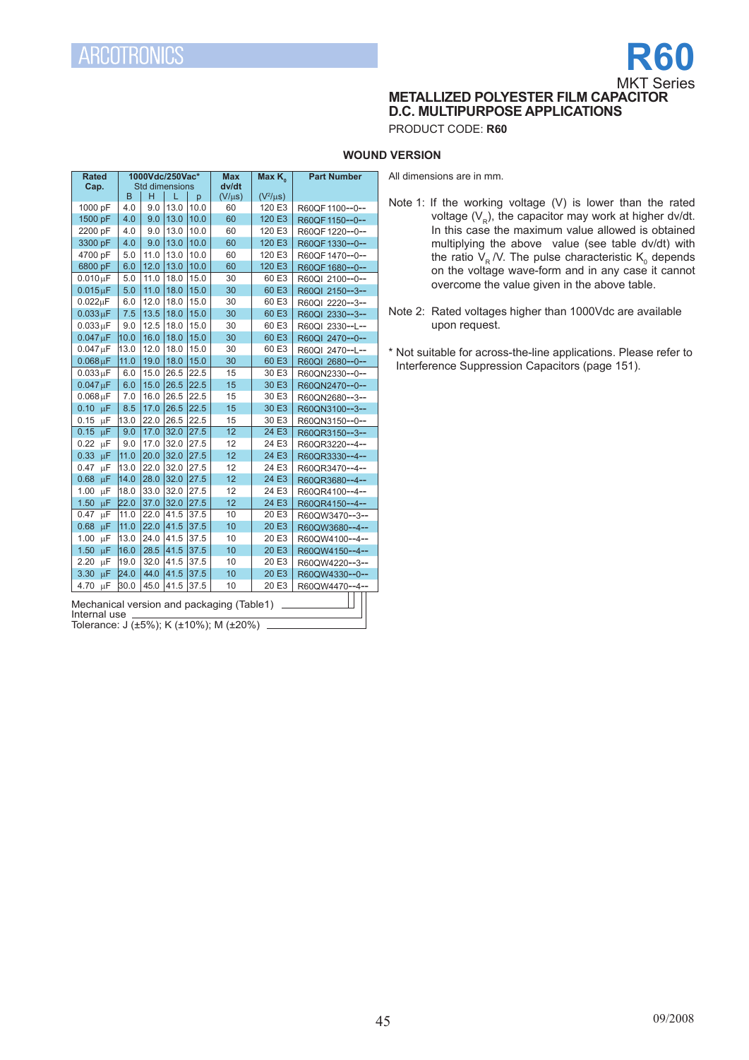ARCOTRONICS

# R60

MKT Series

## METALLIZED POLYESTER FILM CAPACITOR
## D.C. MULTIPURPOSE APPLICATIONS

PRODUCT CODE: **R60**

### WOUND VERSION

| Rated Cap. | 1000Vdc/250Vac* Std dimensions | | | | Max dv/dt | Max $K_0$ | Part Number |
|---|---|---|---|---|---|---|---|
| | B | H | L | p | (V/µs) | ($V^2$/µs) | |
| 1000 pF | 4.0 | 9.0 | 13.0 | 10.0 | 60 | 120 E3 | R60QF 1100--0-- |
| 1500 pF | 4.0 | 9.0 | 13.0 | 10.0 | 60 | 120 E3 | R60QF 1150--0-- |
| 2200 pF | 4.0 | 9.0 | 13.0 | 10.0 | 60 | 120 E3 | R60QF 1220--0-- |
| 3300 pF | 4.0 | 9.0 | 13.0 | 10.0 | 60 | 120 E3 | R60QF 1330--0-- |
| 4700 pF | 5.0 | 11.0 | 13.0 | 10.0 | 60 | 120 E3 | R60QF 1470--0-- |
| 6800 pF | 6.0 | 12.0 | 13.0 | 10.0 | 60 | 120 E3 | R60QF 1680--0-- |
| 0.010 µF | 5.0 | 11.0 | 18.0 | 15.0 | 30 | 60 E3 | R60QI 2100--0-- |
| 0.015 µF | 5.0 | 11.0 | 18.0 | 15.0 | 30 | 60 E3 | R60QI 2150--3-- |
| 0.022 µF | 6.0 | 12.0 | 18.0 | 15.0 | 30 | 60 E3 | R60QI 2220--3-- |
| 0.033 µF | 7.5 | 13.5 | 18.0 | 15.0 | 30 | 60 E3 | R60QI 2330--3-- |
| 0.033 µF | 9.0 | 12.5 | 18.0 | 15.0 | 30 | 60 E3 | R60QI 2330--L-- |
| 0.047 µF | 10.0 | 16.0 | 18.0 | 15.0 | 30 | 60 E3 | R60QI 2470--0-- |
| 0.047 µF | 13.0 | 12.0 | 18.0 | 15.0 | 30 | 60 E3 | R60QI 2470--L-- |
| 0.068 µF | 11.0 | 19.0 | 18.0 | 15.0 | 30 | 60 E3 | R60QI 2680--0-- |
| 0.033 µF | 6.0 | 15.0 | 26.5 | 22.5 | 15 | 30 E3 | R60QN2330--0-- |
| 0.047 µF | 6.0 | 15.0 | 26.5 | 22.5 | 15 | 30 E3 | R60QN2470--0-- |
| 0.068 µF | 7.0 | 16.0 | 26.5 | 22.5 | 15 | 30 E3 | R60QN2680--3-- |
| 0.10 µF | 8.5 | 17.0 | 26.5 | 22.5 | 15 | 30 E3 | R60QN3100--3-- |
| 0.15 µF | 13.0 | 22.0 | 26.5 | 22.5 | 15 | 30 E3 | R60QN3150--0-- |
| 0.15 µF | 9.0 | 17.0 | 32.0 | 27.5 | 12 | 24 E3 | R60QR3150--3-- |
| 0.22 µF | 9.0 | 17.0 | 32.0 | 27.5 | 12 | 24 E3 | R60QR3220--4-- |
| 0.33 µF | 11.0 | 20.0 | 32.0 | 27.5 | 12 | 24 E3 | R60QR3330--4-- |
| 0.47 µF | 13.0 | 22.0 | 32.0 | 27.5 | 12 | 24 E3 | R60QR3470--4-- |
| 0.68 µF | 14.0 | 28.0 | 32.0 | 27.5 | 12 | 24 E3 | R60QR3680--4-- |
| 1.00 µF | 18.0 | 33.0 | 32.0 | 27.5 | 12 | 24 E3 | R60QR4100--4-- |
| 1.50 µF | 22.0 | 37.0 | 32.0 | 27.5 | 12 | 24 E3 | R60QR4150--4-- |
| 0.47 µF | 11.0 | 22.0 | 41.5 | 37.5 | 10 | 20 E3 | R60QW3470--3-- |
| 0.68 µF | 11.0 | 22.0 | 41.5 | 37.5 | 10 | 20 E3 | R60QW3680--4-- |
| 1.00 µF | 13.0 | 24.0 | 41.5 | 37.5 | 10 | 20 E3 | R60QW4100--4-- |
| 1.50 µF | 16.0 | 28.5 | 41.5 | 37.5 | 10 | 20 E3 | R60QW4150--4-- |
| 2.20 µF | 19.0 | 32.0 | 41.5 | 37.5 | 10 | 20 E3 | R60QW4220--3-- |
| 3.30 µF | 24.0 | 44.0 | 41.5 | 37.5 | 10 | 20 E3 | R60QW4330--0-- |
| 4.70 µF | 30.0 | 45.0 | 41.5 | 37.5 | 10 | 20 E3 | R60QW4470--4-- |

Mechanical version and packaging (Table1)
Internal use
Tolerance: J (±5%); K (±10%); M (±20%)

All dimensions are in mm.

Note 1: If the working voltage (V) is lower than the rated voltage ($V_R$), the capacitor may work at higher dv/dt. In this case the maximum value allowed is obtained multiplying the above value (see table dv/dt) with the ratio $V_R$ /V. The pulse characteristic $K_0$ depends on the voltage wave-form and in any case it cannot overcome the value given in the above table.

Note 2: Rated voltages higher than 1000Vdc are available upon request.

* Not suitable for across-the-line applications. Please refer to Interference Suppression Capacitors (page 151).

09/2008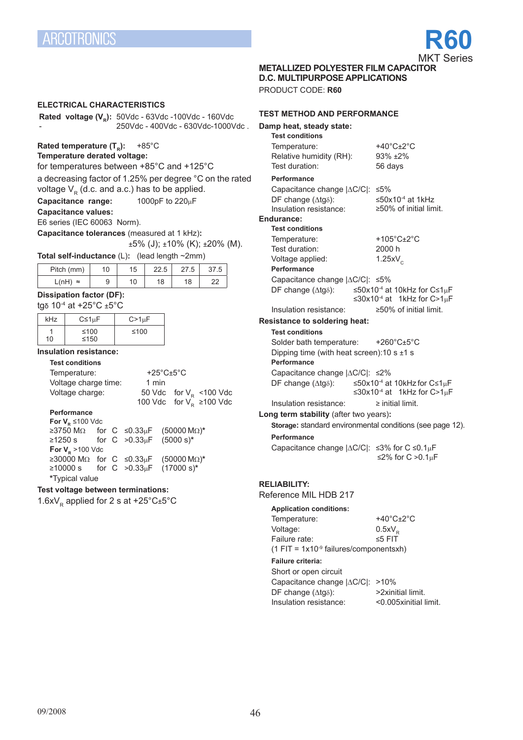# R60

MKT Series

**METALLIZED POLYESTER FILM CAPACITOR**
**D.C. MULTIPURPOSE APPLICATIONS**

PRODUCT CODE: **R60**

## ELECTRICAL CHARACTERISTICS

**Rated voltage ($V_R$):** 50Vdc - 63Vdc -100Vdc - 160Vdc - 250Vdc - 400Vdc - 630Vdc-1000Vdc .

**Rated temperature ($T_R$):** +85°C

**Temperature derated voltage:**

for temperatures between +85°C and +125°C

a decreasing factor of 1.25% per degree °C on the rated voltage $V_R$ (d.c. and a.c.) has to be applied.

**Capacitance range:** 1000pF to 220μF

**Capacitance values:**

E6 series (IEC 60063 Norm).

**Capacitance tolerances** (measured at 1 kHz)**:**
±5% (J); ±10% (K); ±20% (M).

**Total self-inductance** (L)**:** (lead length ~2mm)

| Pitch (mm) | 10 | 15 | 22.5 | 27.5 | 37.5 |
|---|---|---|---|---|---|
| L(nH) ≈ | 9 | 10 | 18 | 18 | 22 |

**Dissipation factor (DF):**

tgδ $10^{-4}$ at +25°C ±5°C

| kHz | C≤1μF | C>1μF |
|---|---|---|
| 1 | ≤100 | ≤100 |
| 10 | ≤150 | |

**Insulation resistance:**

**Test conditions**

Temperature: +25°C±5°C
Voltage charge time: 1 min
Voltage charge: 50 Vdc for $V_R$ <100 Vdc
100 Vdc for $V_R$ ≥100 Vdc

**Performance**

**For $V_R$** ≤100 Vdc
≥3750 MΩ for C ≤0.33μF (50000 MΩ)*
≥1250 s for C >0.33μF (5000 s)*

**For $V_R$** >100 Vdc
≥30000 MΩ for C ≤0.33μF (50000 MΩ)*
≥10000 s for C >0.33μF (17000 s)*

*Typical value

**Test voltage between terminations:**

1.6x$V_R$ applied for 2 s at +25°C±5°C

## TEST METHOD AND PERFORMANCE

**Damp heat, steady state:**

**Test conditions**

Temperature: +40°C±2°C
Relative humidity (RH): 93% ±2%
Test duration: 56 days

**Performance**

Capacitance change |ΔC/C|: ≤5%
DF change (Δtgδ): ≤50x$10^{-4}$ at 1kHz
Insulation resistance: ≥50% of initial limit.

**Endurance:**

**Test conditions**

Temperature: +105°C±2°C
Test duration: 2000 h
Voltage applied: 1.25x$V_C$

**Performance**

Capacitance change |ΔC/C|: ≤5%
DF change (Δtgδ): ≤50x$10^{-4}$ at 10kHz for C≤1μF
≤30x$10^{-4}$ at 1kHz for C>1μF
Insulation resistance: ≥50% of initial limit.

**Resistance to soldering heat:**

**Test conditions**

Solder bath temperature: +260°C±5°C
Dipping time (with heat screen):10 s ±1 s

**Performance**

Capacitance change |ΔC/C|: ≤2%
DF change (Δtgδ): ≤50x$10^{-4}$ at 10kHz for C≤1μF
≤30x$10^{-4}$ at 1kHz for C>1μF
Insulation resistance: ≥ initial limit.

**Long term stability** (after two years)**:**

**Storage:** standard environmental conditions (see page 12).

**Performance**

Capacitance change |ΔC/C|: ≤3% for C ≤0.1μF
≤2% for C >0.1μF

## RELIABILITY:

Reference MIL HDB 217

**Application conditions:**

Temperature: +40°C±2°C
Voltage: 0.5x$V_R$
Failure rate: ≤5 FIT
(1 FIT = 1x$10^{-9}$ failures/componentsxh)

**Failure criteria:**

Short or open circuit
Capacitance change |ΔC/C|: >10%
DF change (Δtgδ): >2xinitial limit.
Insulation resistance: <0.005xinitial limit.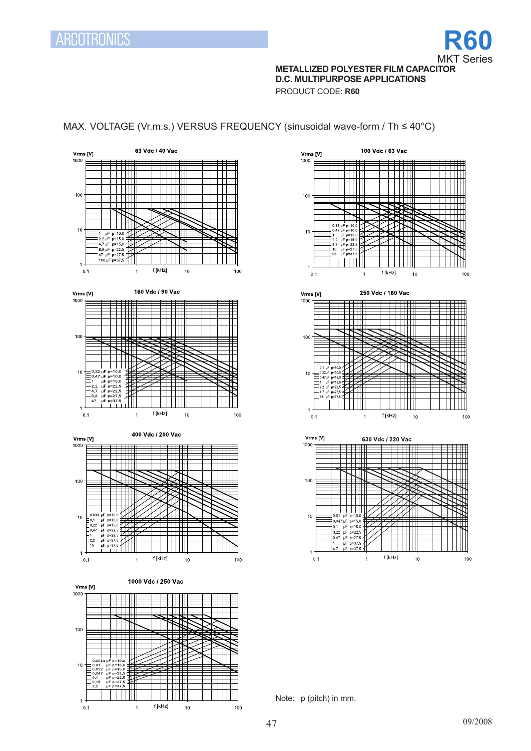ARCOTRONICS

# R60

MKT Series

**METALLIZED POLYESTER FILM CAPACITOR**
**D.C. MULTIPURPOSE APPLICATIONS**

PRODUCT CODE: **R60**

## MAX. VOLTAGE (Vr.m.s.) VERSUS FREQUENCY (sinusoidal wave-form / Th ≤ 40°C)

**63 Vdc / 40 Vac**

Vrms [V]; f [kHz]

- 1 µF p=10.0
- 2.2 µF p=15.0
- 4.7 µF p=15.0
- 6.8 µF p=22.5
- 47 µF p=27.5
- 100 µF p=37.5

**100 Vdc / 63 Vac**

Vrms [V]; f [kHz]

- 0.33 µF p=10.0
- 0.47 µF p=10.0
- 1 µF p=15.0
- 2.2 µF p=15.0
- 4.7 µF p=22.5
- 10 µF p=27.5
- 68 µF p=37.5

**160 Vdc / 90 Vac**

Vrms [V]; f [kHz]

- 0.22 µF p=10.0
- 0.47 µF p=10.0
- 1 µF p=15.0
- 2.2 µF p=22.5
- 4.7 µF p=22.5
- 6.8 µF p=27.5
- 47 µF p=37.5

**250 Vdc / 160 Vac**

Vrms [V]; f [kHz]

- 0.1 µF p=10.0
- 0.22µF p=10.0
- 0.47µF p=15.0
- 1 µF p=15.0
- 2.2 µF p=22.5
- 4.7 µF p=27.5
- 33 µF p=37.5

**400 Vdc / 200 Vac**

Vrms [V]; f [kHz]

- 0.033 µF p=10.0
- 0.1 µF p=10.0
- 0.22 µF p=15.0
- 0.47 µF p=22.5
- 1 µF p=22.5
- 2.2 µF p=27.5
- 15 µF p=37.5

**630 Vdc / 220 Vac**

Vrms [V]; f [kHz]

- 0.01 µF p=10.0
- 0.047 µF p=15.0
- 0.1 µF p=15.0
- 0.22 µF p=22.5
- 0.47 µF p=27.5
- 1 µF p=37.5
- 4.7 µF p=37.5

**1000 Vdc / 250 Vac**

Vrms [V]; f [kHz]

- 0.0033 µF p=10.0
- 0.01 µF p=15.0
- 0.022 µF p=15.0
- 0.047 µF p=22.5
- 0.1 µF p=22.5
- 0.15 µF p=27.5
- 2.2 µF p=37.5

Note: p (pitch) in mm.

09/2008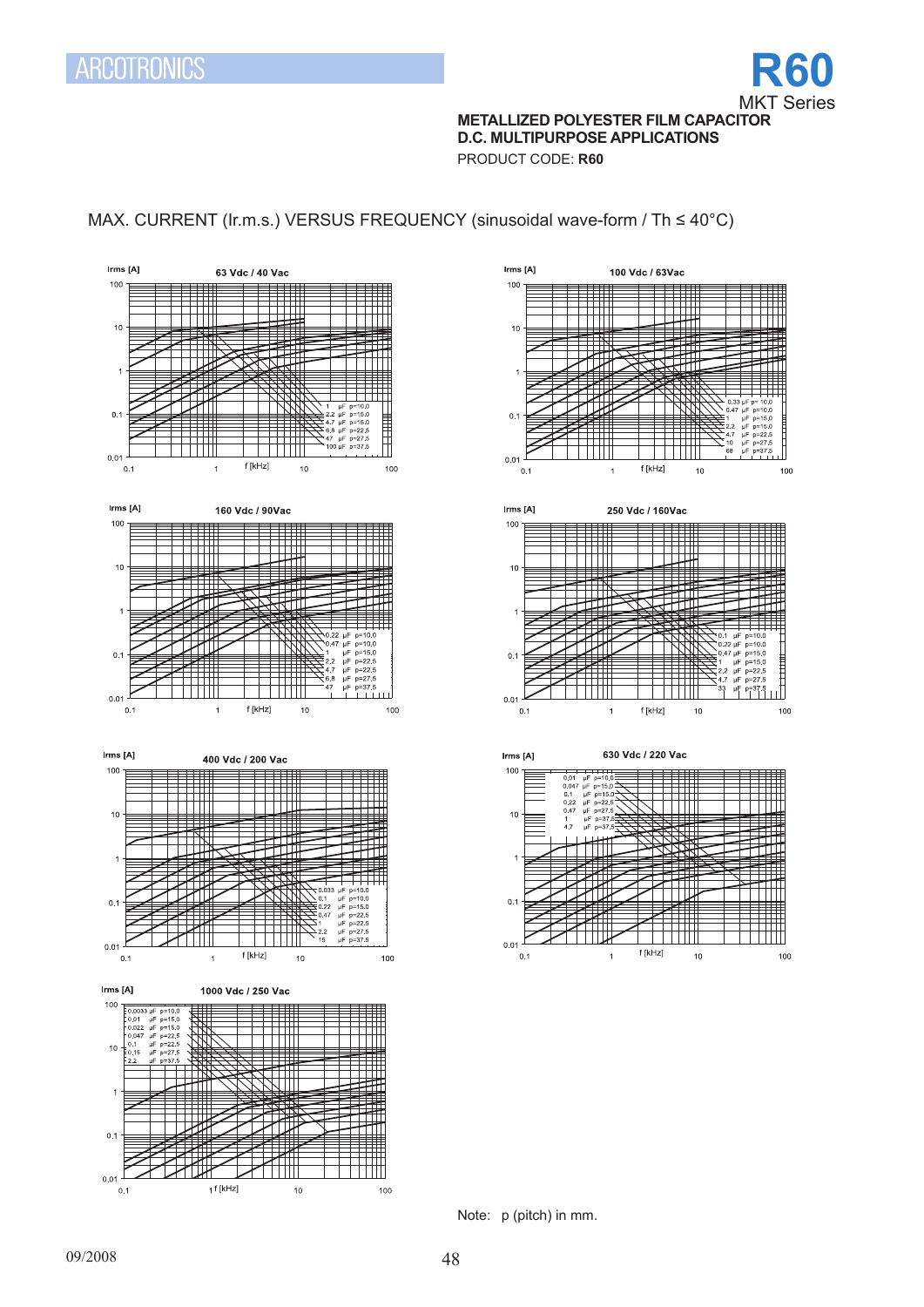ARCOTRONICS

# R60

MKT Series

**METALLIZED POLYESTER FILM CAPACITOR**
**D.C. MULTIPURPOSE APPLICATIONS**

PRODUCT CODE: **R60**

## MAX. CURRENT (Ir.m.s.) VERSUS FREQUENCY (sinusoidal wave-form / Th ≤ 40°C)

**63 Vdc / 40 Vac**

Irms [A]
100
10
1
0.1
0.01
0.1
1
f [kHz]
10
100

1 µF p=10,0
2,2 µF p=15,0
4,7 µF p=15,0
6,8 µF p=22,5
47 µF p=27,5
100 µF p=37,5

**100 Vdc / 63Vac**

Irms [A]
100
10
1
0.1
0.01
0.1
1
f [kHz]
10
100

0,33 µF p=10,0
0,47 µF p=10,0
1 µF p=15,0
2,2 µF p=15,0
4,7 µF p=22,5
10 µF p=27,5
68 µF p=37,5

**160 Vdc / 90Vac**

Irms [A]
100
10
1
0.1
0.01
0.1
1
f [kHz]
10
100

0,22 µF p=10,0
0,47 µF p=10,0
1 µF p=15,0
2,2 µF p=22,5
4,7 µF p=22,5
6,8 µF p=27,5
47 µF p=37,5

**250 Vdc / 160Vac**

Irms [A]
100
10
1
0.1
0.01
0.1
1
f [kHz]
10
100

0,1 µF p=10,0
0,22 µF p=10,0
0,47 µF p=15,0
1 µF p=15,0
2,2 µF p=22,5
4,7 µF p=27,5
33 µF p=37,5

**400 Vdc / 200 Vac**

Irms [A]
100
10
1
0.1
0.01
0.1
1
f [kHz]
10
100

0,033 µF p=10,0
0,1 µF p=10,0
0,22 µF p=15,0
0,47 µF p=22,5
1 µF p=22,5
2,2 µF p=27,5
15 µF p=37,5

**630 Vdc / 220 Vac**

Irms [A]
100
10
1
0.1
0.01
0.1
1
f [kHz]
10
100

0,01 µF p=10,0
0,047 µF p=15,0
0,1 µF p=15,0
0,22 µF p=22,5
0,47 µF p=27,5
1 µF p=37,5
4,7 µF p=37,5

**1000 Vdc / 250 Vac**

Irms [A]
100
10
1
0.1
0.01
0.1
1 f [kHz]
10
100

0,0033 µF p=10,0
0,01 µF p=15,0
0,022 µF p=15,0
0,047 µF p=22,5
0,1 µF p=22,5
0,15 µF p=27,5
2,2 µF p=37,5

Note: p (pitch) in mm.

09/2008